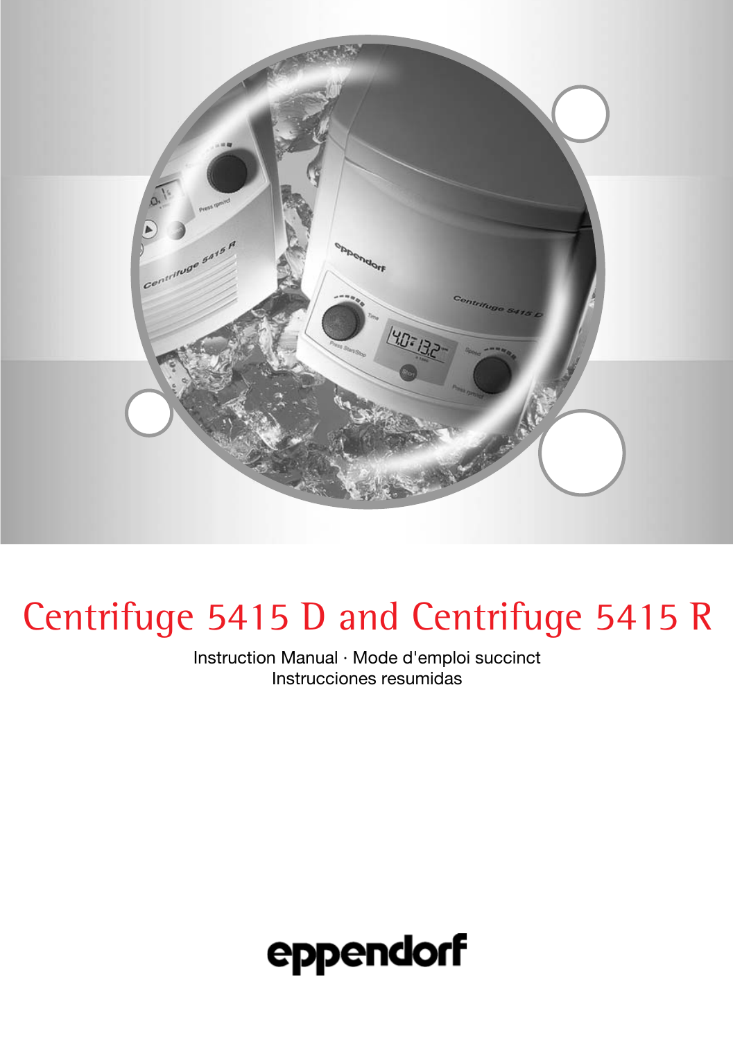# Centrifuge 5415 D and Centrifuge 5415 R

Instruction Manual · Mode d'emploi succinct
Instrucciones resumidas

eppendorf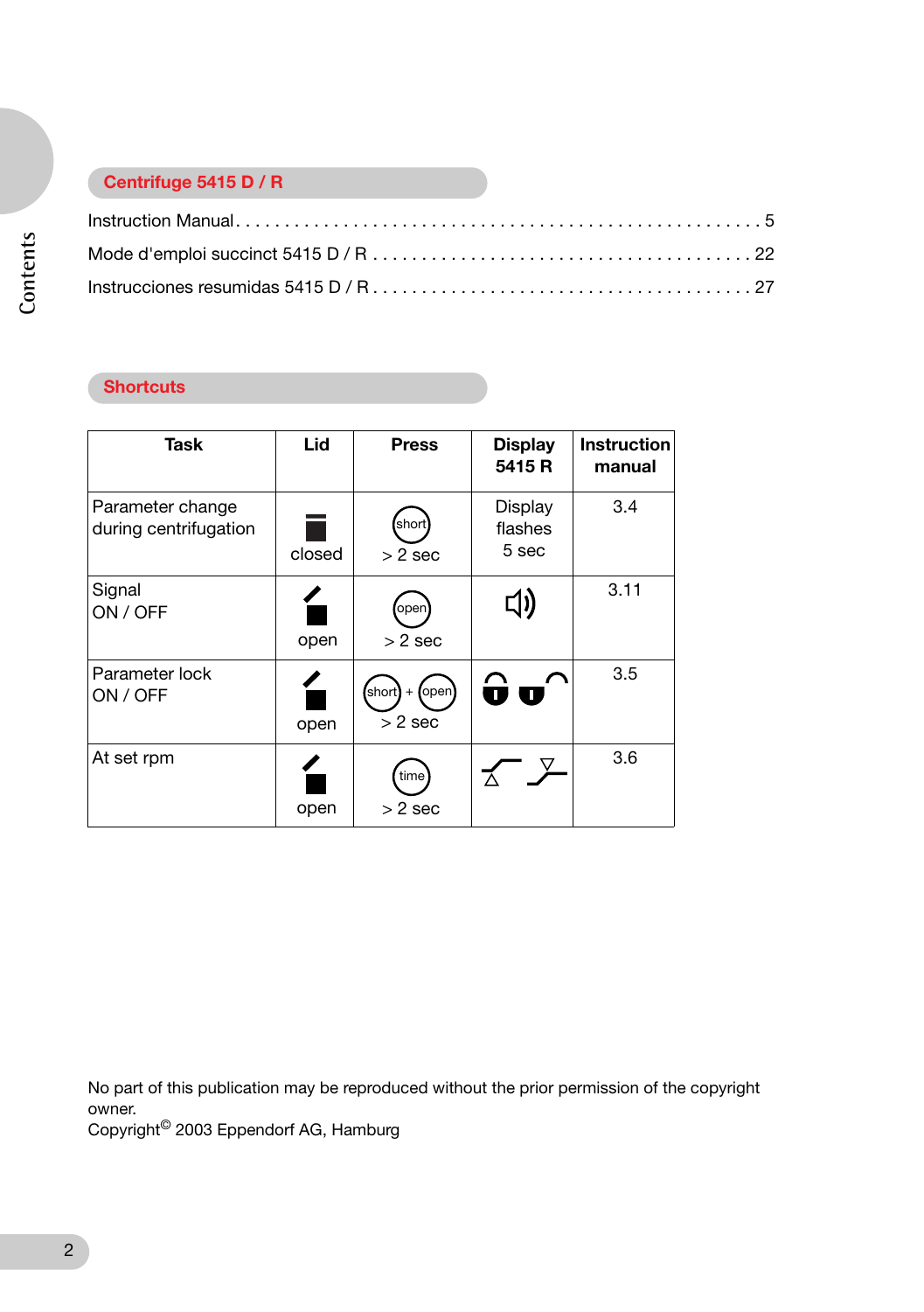# Contents

## Centrifuge 5415 D / R

Instruction Manual . . . . . . . . . . . . . . . . . . . . . . . . . . . . . . . . . . . . . . . . . . . . . . . . . . . . . 5

Mode d'emploi succinct 5415 D / R . . . . . . . . . . . . . . . . . . . . . . . . . . . . . . . . . . . . . . 22

Instrucciones resumidas 5415 D / R . . . . . . . . . . . . . . . . . . . . . . . . . . . . . . . . . . . . . 27

## Shortcuts

| Task | Lid | Press | Display 5415 R | Instruction manual |
|---|---|---|---|---|
| Parameter change during centrifugation | closed | short > 2 sec | Display flashes 5 sec | 3.4 |
| Signal ON / OFF | open | open > 2 sec | | 3.11 |
| Parameter lock ON / OFF | open | short + open > 2 sec | | 3.5 |
| At set rpm | open | time > 2 sec | | 3.6 |

No part of this publication may be reproduced without the prior permission of the copyright owner.
Copyright© 2003 Eppendorf AG, Hamburg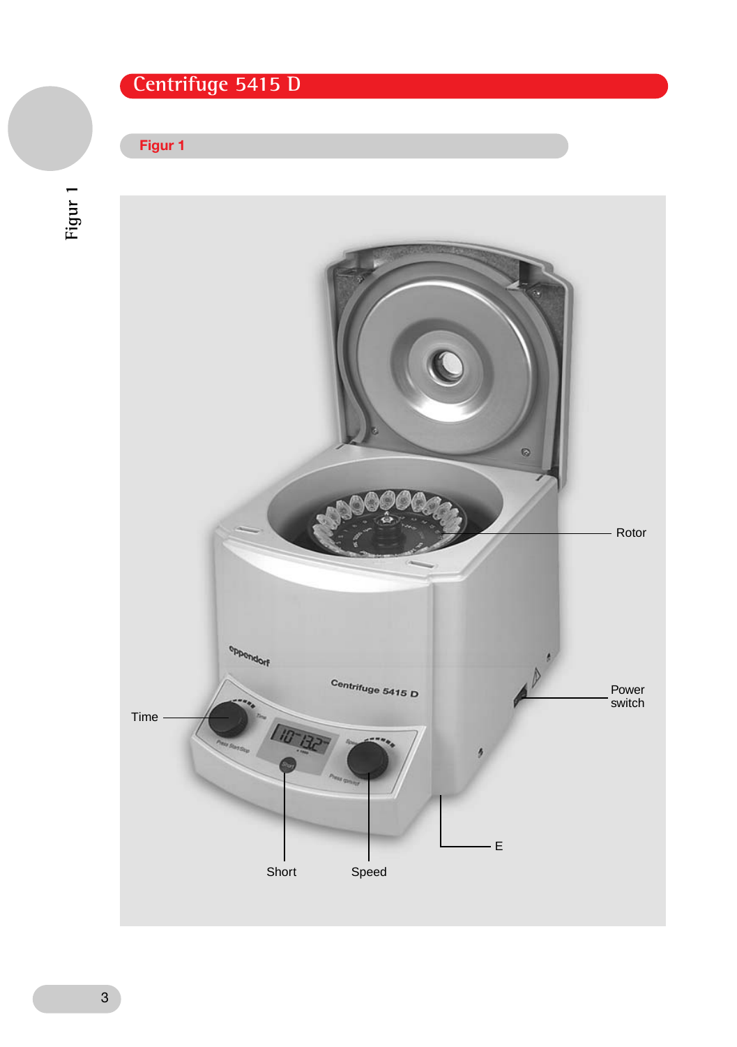# Centrifuge 5415 D

## Figur 1

Rotor

Power switch

Time

Short

Speed

E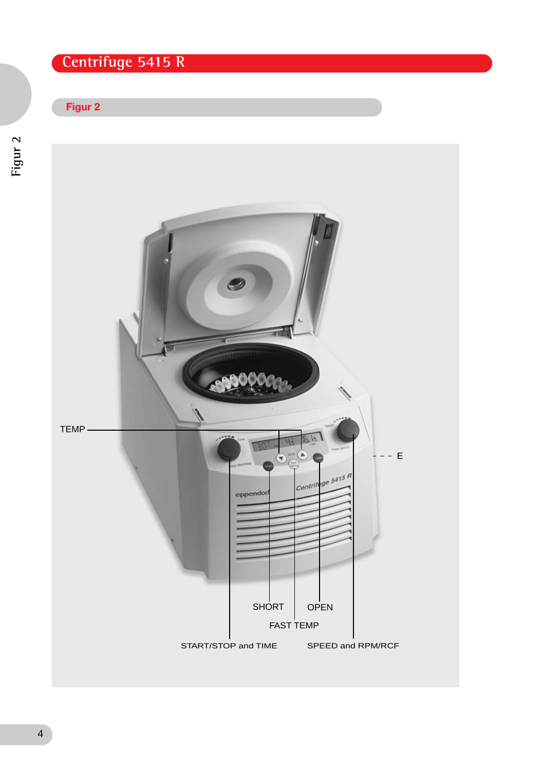# Centrifuge 5415 R

## Figur 2

TEMP

E

SHORT

OPEN

FAST TEMP

START/STOP and TIME

SPEED and RPM/RCF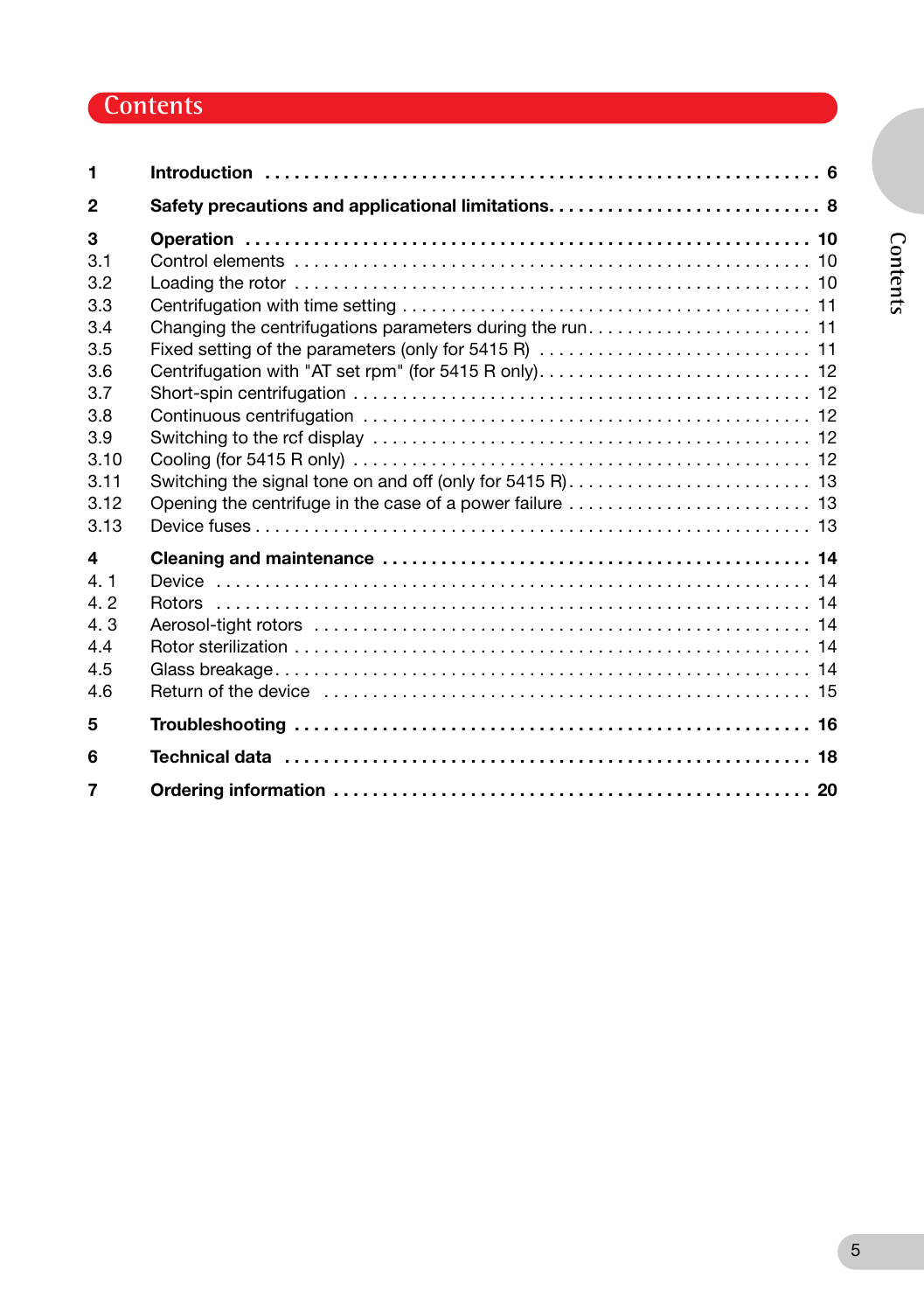# Contents

| | | |
|---|---|---|
| **1** | **Introduction** | **6** |
| **2** | **Safety precautions and applicational limitations** | **8** |
| **3** | **Operation** | **10** |
| 3.1 | Control elements | 10 |
| 3.2 | Loading the rotor | 10 |
| 3.3 | Centrifugation with time setting | 11 |
| 3.4 | Changing the centrifugations parameters during the run | 11 |
| 3.5 | Fixed setting of the parameters (only for 5415 R) | 11 |
| 3.6 | Centrifugation with "AT set rpm" (for 5415 R only) | 12 |
| 3.7 | Short-spin centrifugation | 12 |
| 3.8 | Continuous centrifugation | 12 |
| 3.9 | Switching to the rcf display | 12 |
| 3.10 | Cooling (for 5415 R only) | 12 |
| 3.11 | Switching the signal tone on and off (only for 5415 R) | 13 |
| 3.12 | Opening the centrifuge in the case of a power failure | 13 |
| 3.13 | Device fuses | 13 |
| **4** | **Cleaning and maintenance** | **14** |
| 4. 1 | Device | 14 |
| 4. 2 | Rotors | 14 |
| 4. 3 | Aerosol-tight rotors | 14 |
| 4.4 | Rotor sterilization | 14 |
| 4.5 | Glass breakage | 14 |
| 4.6 | Return of the device | 15 |
| **5** | **Troubleshooting** | **16** |
| **6** | **Technical data** | **18** |
| **7** | **Ordering information** | **20** |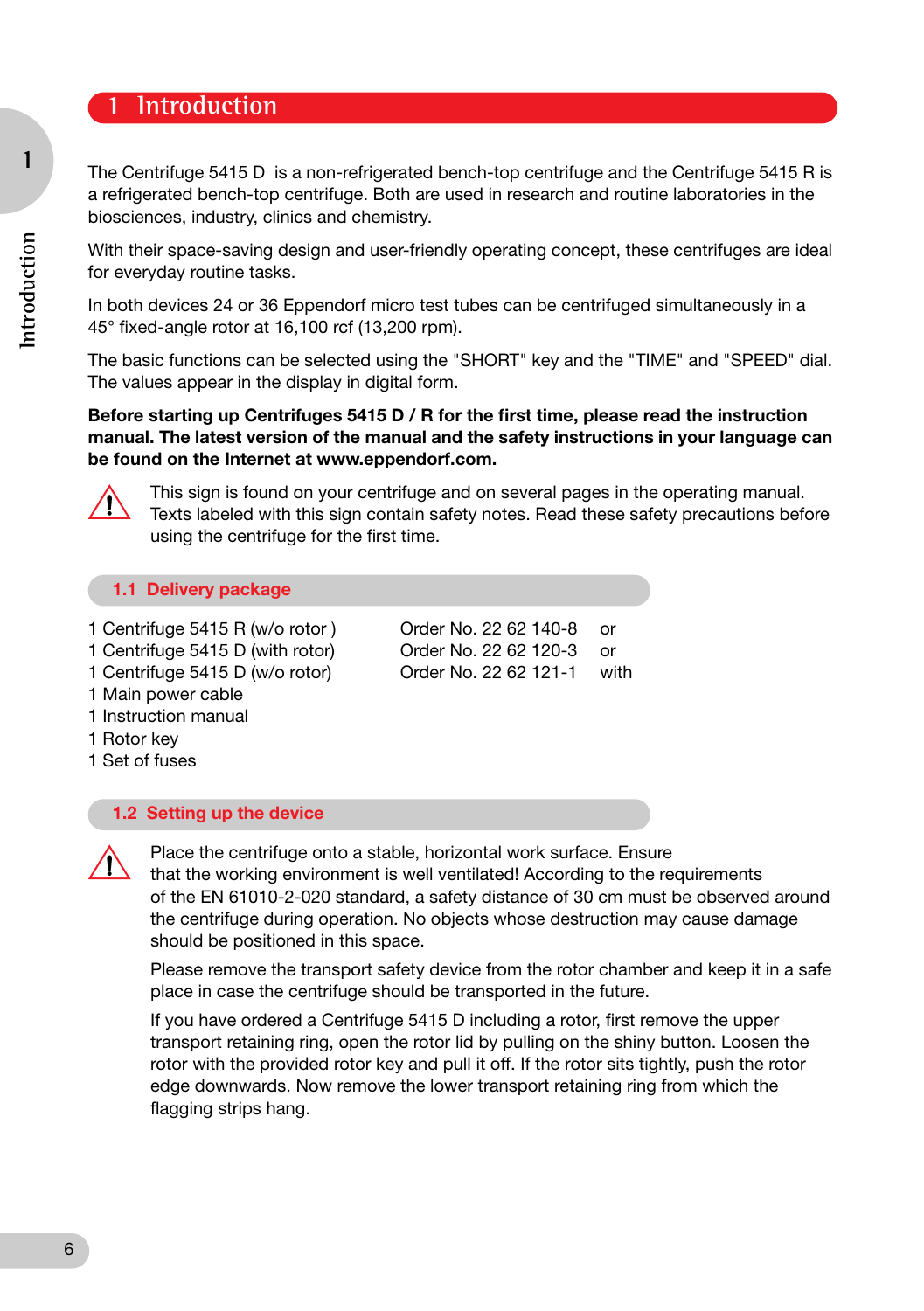# 1 Introduction

The Centrifuge 5415 D is a non-refrigerated bench-top centrifuge and the Centrifuge 5415 R is a refrigerated bench-top centrifuge. Both are used in research and routine laboratories in the biosciences, industry, clinics and chemistry.

With their space-saving design and user-friendly operating concept, these centrifuges are ideal for everyday routine tasks.

In both devices 24 or 36 Eppendorf micro test tubes can be centrifuged simultaneously in a 45° fixed-angle rotor at 16,100 rcf (13,200 rpm).

The basic functions can be selected using the "SHORT" key and the "TIME" and "SPEED" dial. The values appear in the display in digital form.

**Before starting up Centrifuges 5415 D / R for the first time, please read the instruction manual. The latest version of the manual and the safety instructions in your language can be found on the Internet at www.eppendorf.com.**

⚠ This sign is found on your centrifuge and on several pages in the operating manual. Texts labeled with this sign contain safety notes. Read these safety precautions before using the centrifuge for the first time.

## 1.1 Delivery package

| | | |
|---|---|---|
| 1 Centrifuge 5415 R (w/o rotor ) | Order No. 22 62 140-8 | or |
| 1 Centrifuge 5415 D (with rotor) | Order No. 22 62 120-3 | or |
| 1 Centrifuge 5415 D (w/o rotor) | Order No. 22 62 121-1 | with |

1 Main power cable
1 Instruction manual
1 Rotor key
1 Set of fuses

## 1.2 Setting up the device

⚠ Place the centrifuge onto a stable, horizontal work surface. Ensure that the working environment is well ventilated! According to the requirements of the EN 61010-2-020 standard, a safety distance of 30 cm must be observed around the centrifuge during operation. No objects whose destruction may cause damage should be positioned in this space.

Please remove the transport safety device from the rotor chamber and keep it in a safe place in case the centrifuge should be transported in the future.

If you have ordered a Centrifuge 5415 D including a rotor, first remove the upper transport retaining ring, open the rotor lid by pulling on the shiny button. Loosen the rotor with the provided rotor key and pull it off. If the rotor sits tightly, push the rotor edge downwards. Now remove the lower transport retaining ring from which the flagging strips hang.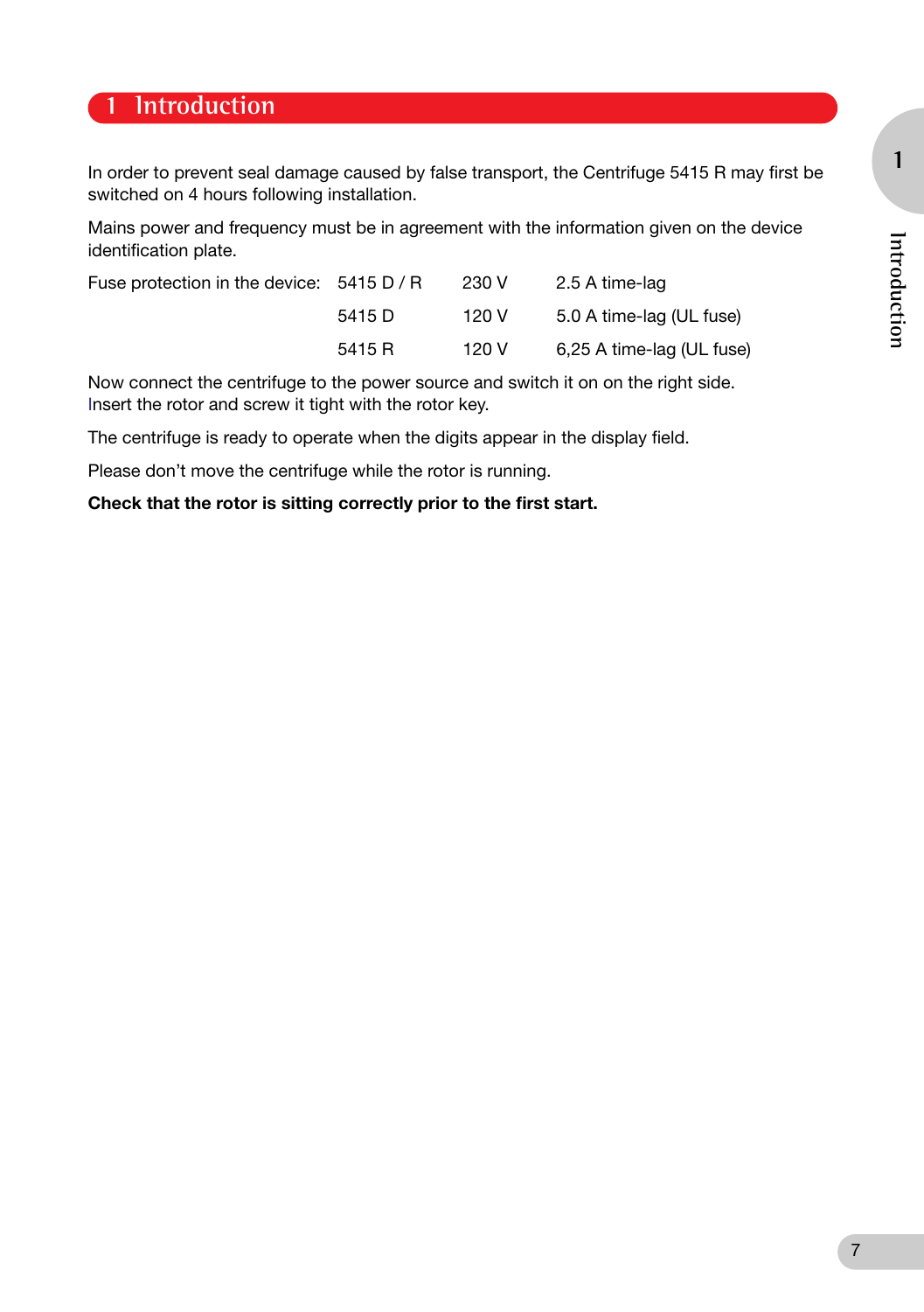# 1 Introduction

In order to prevent seal damage caused by false transport, the Centrifuge 5415 R may first be switched on 4 hours following installation.

Mains power and frequency must be in agreement with the information given on the device identification plate.

| Fuse protection in the device: | 5415 D / R | 230 V | 2.5 A time-lag |
|---|---|---|---|
| | 5415 D | 120 V | 5.0 A time-lag (UL fuse) |
| | 5415 R | 120 V | 6,25 A time-lag (UL fuse) |

Now connect the centrifuge to the power source and switch it on on the right side.
Insert the rotor and screw it tight with the rotor key.

The centrifuge is ready to operate when the digits appear in the display field.

Please don't move the centrifuge while the rotor is running.

**Check that the rotor is sitting correctly prior to the first start.**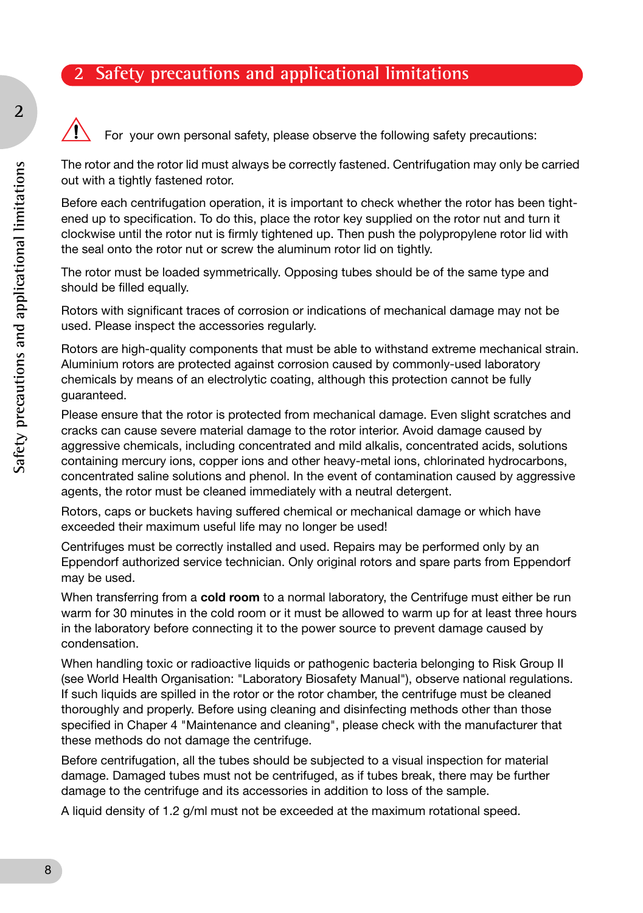# 2 Safety precautions and applicational limitations

⚠ For your own personal safety, please observe the following safety precautions:

The rotor and the rotor lid must always be correctly fastened. Centrifugation may only be carried out with a tightly fastened rotor.

Before each centrifugation operation, it is important to check whether the rotor has been tightened up to specification. To do this, place the rotor key supplied on the rotor nut and turn it clockwise until the rotor nut is firmly tightened up. Then push the polypropylene rotor lid with the seal onto the rotor nut or screw the aluminum rotor lid on tightly.

The rotor must be loaded symmetrically. Opposing tubes should be of the same type and should be filled equally.

Rotors with significant traces of corrosion or indications of mechanical damage may not be used. Please inspect the accessories regularly.

Rotors are high-quality components that must be able to withstand extreme mechanical strain. Aluminium rotors are protected against corrosion caused by commonly-used laboratory chemicals by means of an electrolytic coating, although this protection cannot be fully guaranteed.

Please ensure that the rotor is protected from mechanical damage. Even slight scratches and cracks can cause severe material damage to the rotor interior. Avoid damage caused by aggressive chemicals, including concentrated and mild alkalis, concentrated acids, solutions containing mercury ions, copper ions and other heavy-metal ions, chlorinated hydrocarbons, concentrated saline solutions and phenol. In the event of contamination caused by aggressive agents, the rotor must be cleaned immediately with a neutral detergent.

Rotors, caps or buckets having suffered chemical or mechanical damage or which have exceeded their maximum useful life may no longer be used!

Centrifuges must be correctly installed and used. Repairs may be performed only by an Eppendorf authorized service technician. Only original rotors and spare parts from Eppendorf may be used.

When transferring from a **cold room** to a normal laboratory, the Centrifuge must either be run warm for 30 minutes in the cold room or it must be allowed to warm up for at least three hours in the laboratory before connecting it to the power source to prevent damage caused by condensation.

When handling toxic or radioactive liquids or pathogenic bacteria belonging to Risk Group II (see World Health Organisation: "Laboratory Biosafety Manual"), observe national regulations. If such liquids are spilled in the rotor or the rotor chamber, the centrifuge must be cleaned thoroughly and properly. Before using cleaning and disinfecting methods other than those specified in Chaper 4 "Maintenance and cleaning", please check with the manufacturer that these methods do not damage the centrifuge.

Before centrifugation, all the tubes should be subjected to a visual inspection for material damage. Damaged tubes must not be centrifuged, as if tubes break, there may be further damage to the centrifuge and its accessories in addition to loss of the sample.

A liquid density of 1.2 g/ml must not be exceeded at the maximum rotational speed.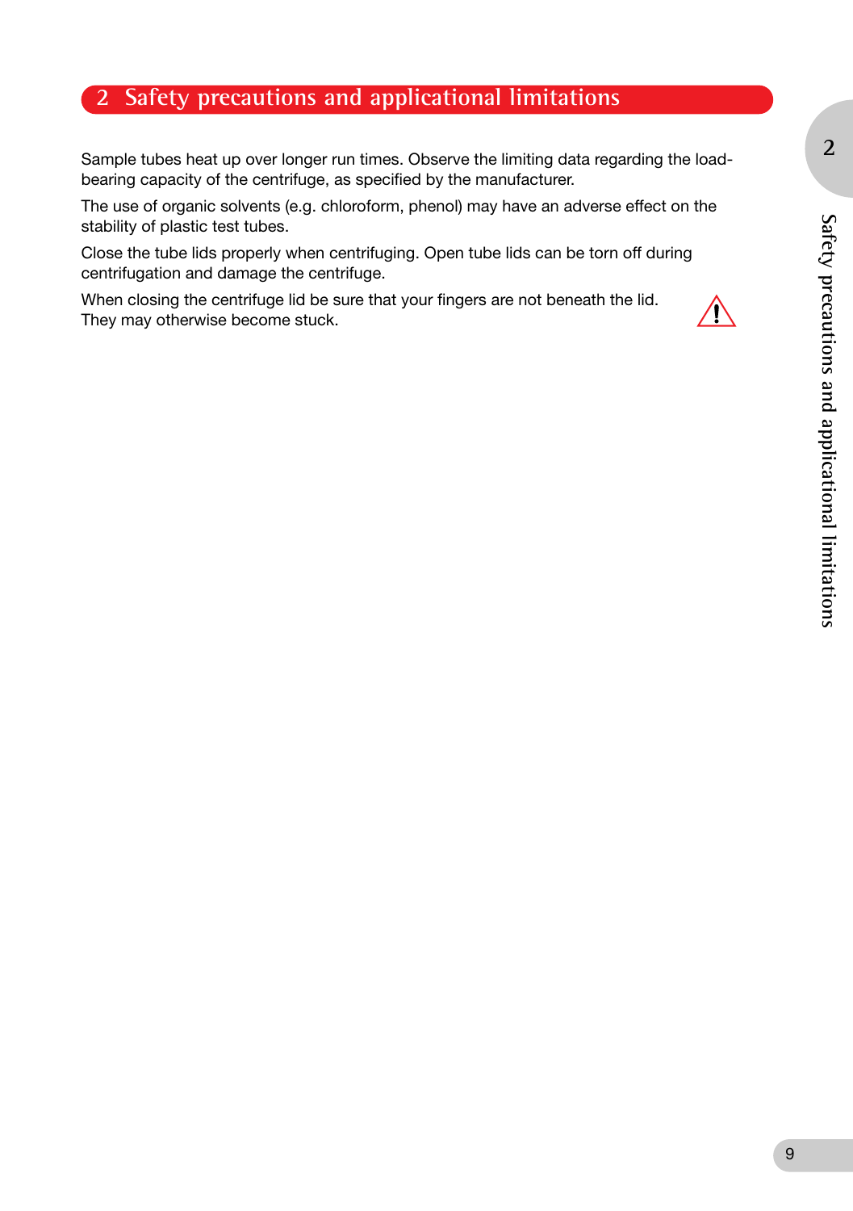## 2 Safety precautions and applicational limitations

Sample tubes heat up over longer run times. Observe the limiting data regarding the load-bearing capacity of the centrifuge, as specified by the manufacturer.

The use of organic solvents (e.g. chloroform, phenol) may have an adverse effect on the stability of plastic test tubes.

Close the tube lids properly when centrifuging. Open tube lids can be torn off during centrifugation and damage the centrifuge.

When closing the centrifuge lid be sure that your fingers are not beneath the lid. They may otherwise become stuck.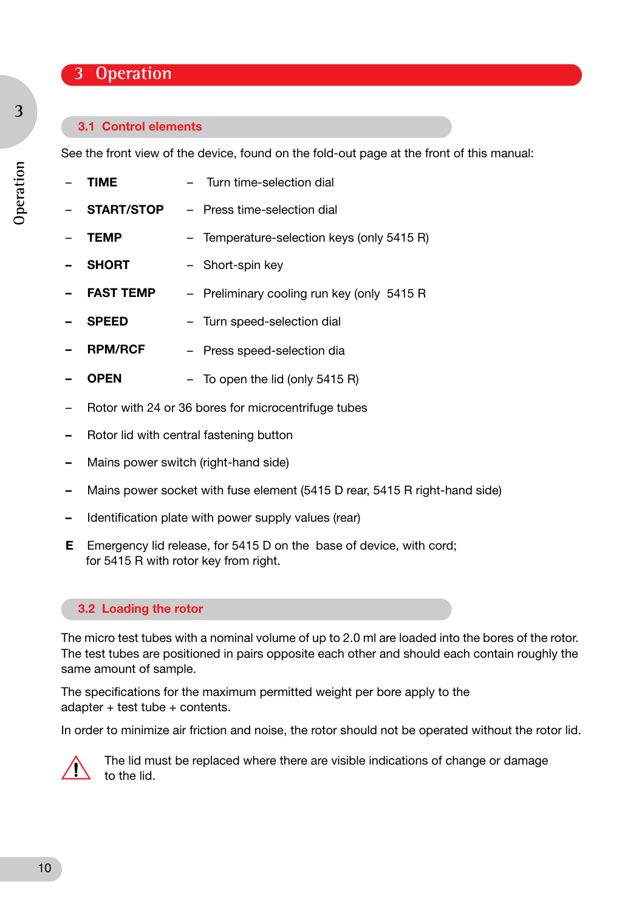# 3 Operation

## 3.1 Control elements

See the front view of the device, found on the fold-out page at the front of this manual:

- **TIME** – Turn time-selection dial
- **START/STOP** – Press time-selection dial
- **TEMP** – Temperature-selection keys (only 5415 R)
- **SHORT** – Short-spin key
- **FAST TEMP** – Preliminary cooling run key (only 5415 R
- **SPEED** – Turn speed-selection dial
- **RPM/RCF** – Press speed-selection dia
- **OPEN** – To open the lid (only 5415 R)
- Rotor with 24 or 36 bores for microcentrifuge tubes
- Rotor lid with central fastening button
- Mains power switch (right-hand side)
- Mains power socket with fuse element (5415 D rear, 5415 R right-hand side)
- Identification plate with power supply values (rear)

**E** Emergency lid release, for 5415 D on the base of device, with cord; for 5415 R with rotor key from right.

## 3.2 Loading the rotor

The micro test tubes with a nominal volume of up to 2.0 ml are loaded into the bores of the rotor. The test tubes are positioned in pairs opposite each other and should each contain roughly the same amount of sample.

The specifications for the maximum permitted weight per bore apply to the adapter + test tube + contents.

In order to minimize air friction and noise, the rotor should not be operated without the rotor lid.

⚠ The lid must be replaced where there are visible indications of change or damage to the lid.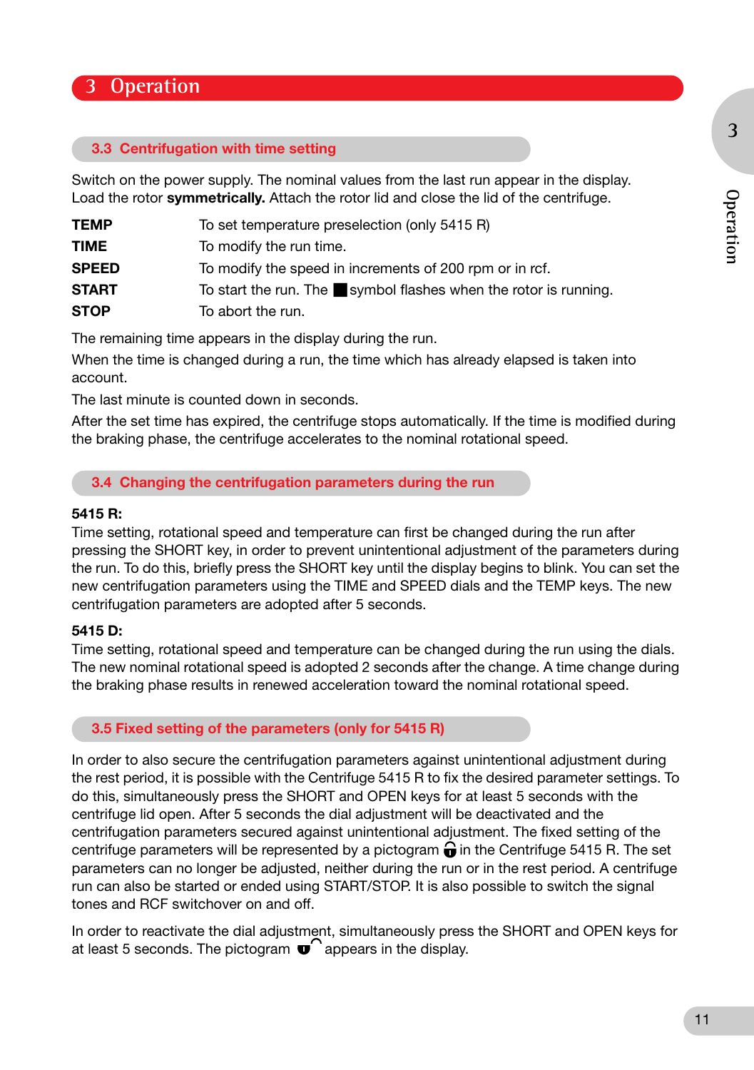# 3 Operation

## 3.3 Centrifugation with time setting

Switch on the power supply. The nominal values from the last run appear in the display. Load the rotor **symmetrically.** Attach the rotor lid and close the lid of the centrifuge.

| | |
|---|---|
| **TEMP** | To set temperature preselection (only 5415 R) |
| **TIME** | To modify the run time. |
| **SPEED** | To modify the speed in increments of 200 rpm or in rcf. |
| **START** | To start the run. The ■ symbol flashes when the rotor is running. |
| **STOP** | To abort the run. |

The remaining time appears in the display during the run.

When the time is changed during a run, the time which has already elapsed is taken into account.

The last minute is counted down in seconds.

After the set time has expired, the centrifuge stops automatically. If the time is modified during the braking phase, the centrifuge accelerates to the nominal rotational speed.

## 3.4 Changing the centrifugation parameters during the run

**5415 R:**
Time setting, rotational speed and temperature can first be changed during the run after pressing the SHORT key, in order to prevent unintentional adjustment of the parameters during the run. To do this, briefly press the SHORT key until the display begins to blink. You can set the new centrifugation parameters using the TIME and SPEED dials and the TEMP keys. The new centrifugation parameters are adopted after 5 seconds.

**5415 D:**
Time setting, rotational speed and temperature can be changed during the run using the dials. The new nominal rotational speed is adopted 2 seconds after the change. A time change during the braking phase results in renewed acceleration toward the nominal rotational speed.

## 3.5 Fixed setting of the parameters (only for 5415 R)

In order to also secure the centrifugation parameters against unintentional adjustment during the rest period, it is possible with the Centrifuge 5415 R to fix the desired parameter settings. To do this, simultaneously press the SHORT and OPEN keys for at least 5 seconds with the centrifuge lid open. After 5 seconds the dial adjustment will be deactivated and the centrifugation parameters secured against unintentional adjustment. The fixed setting of the centrifuge parameters will be represented by a pictogram 🔒 in the Centrifuge 5415 R. The set parameters can no longer be adjusted, neither during the run or in the rest period. A centrifuge run can also be started or ended using START/STOP. It is also possible to switch the signal tones and RCF switchover on and off.

In order to reactivate the dial adjustment, simultaneously press the SHORT and OPEN keys for at least 5 seconds. The pictogram 🔓 appears in the display.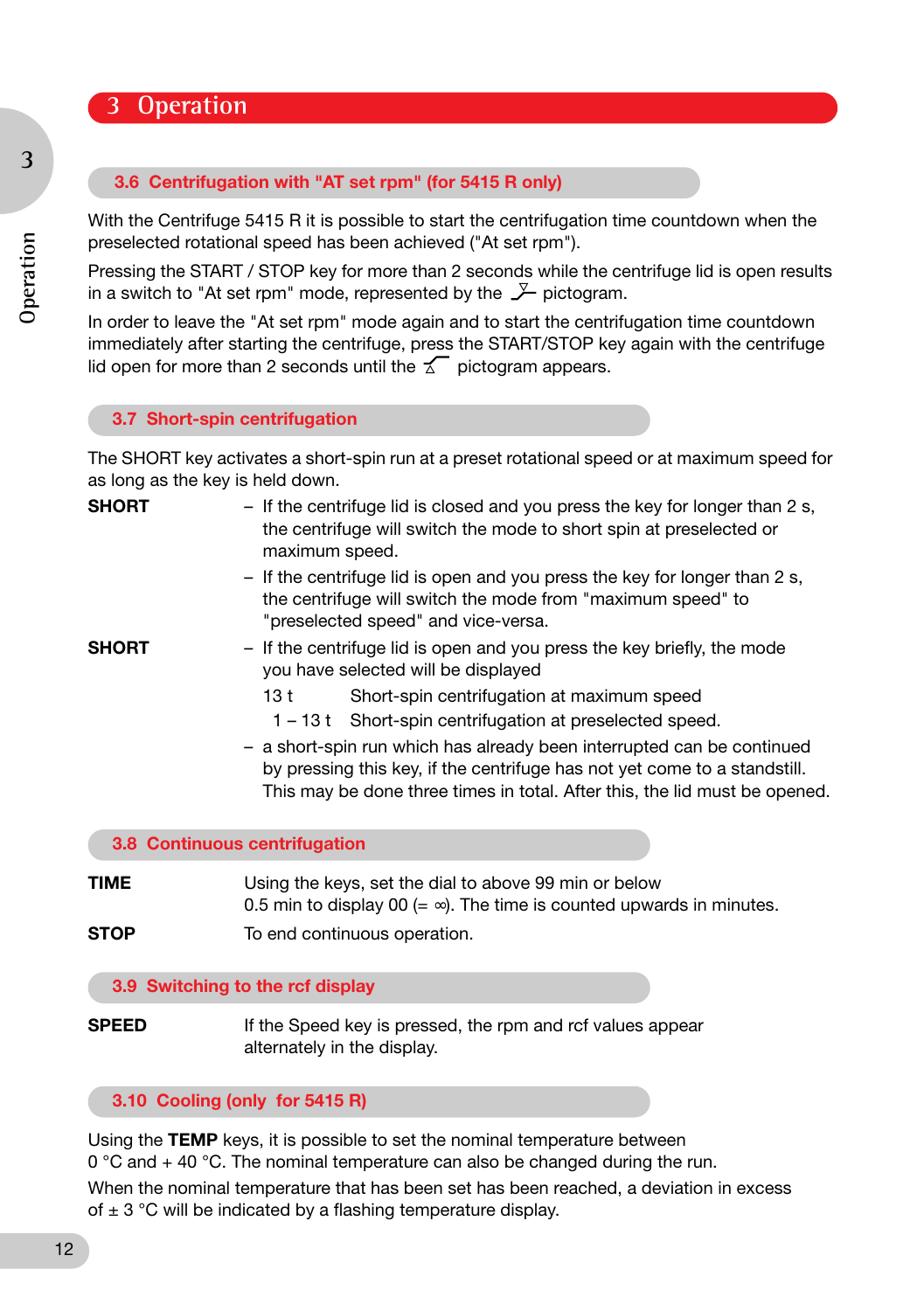# 3 Operation

## 3.6 Centrifugation with "AT set rpm" (for 5415 R only)

With the Centrifuge 5415 R it is possible to start the centrifugation time countdown when the preselected rotational speed has been achieved ("At set rpm").

Pressing the START / STOP key for more than 2 seconds while the centrifuge lid is open results in a switch to "At set rpm" mode, represented by the pictogram.

In order to leave the "At set rpm" mode again and to start the centrifugation time countdown immediately after starting the centrifuge, press the START/STOP key again with the centrifuge lid open for more than 2 seconds until the pictogram appears.

## 3.7 Short-spin centrifugation

The SHORT key activates a short-spin run at a preset rotational speed or at maximum speed for as long as the key is held down.

**SHORT**
- If the centrifuge lid is closed and you press the key for longer than 2 s, the centrifuge will switch the mode to short spin at preselected or maximum speed.
- If the centrifuge lid is open and you press the key for longer than 2 s, the centrifuge will switch the mode from "maximum speed" to "preselected speed" and vice-versa.

**SHORT**
- If the centrifuge lid is open and you press the key briefly, the mode you have selected will be displayed

  13 t — Short-spin centrifugation at maximum speed

  1 – 13 t — Short-spin centrifugation at preselected speed.
- a short-spin run which has already been interrupted can be continued by pressing this key, if the centrifuge has not yet come to a standstill. This may be done three times in total. After this, the lid must be opened.

## 3.8 Continuous centrifugation

**TIME** Using the keys, set the dial to above 99 min or below 0.5 min to display 00 (= ∞). The time is counted upwards in minutes.

**STOP** To end continuous operation.

## 3.9 Switching to the rcf display

**SPEED** If the Speed key is pressed, the rpm and rcf values appear alternately in the display.

## 3.10 Cooling (only for 5415 R)

Using the **TEMP** keys, it is possible to set the nominal temperature between 0 °C and + 40 °C. The nominal temperature can also be changed during the run.

When the nominal temperature that has been set has been reached, a deviation in excess of ± 3 °C will be indicated by a flashing temperature display.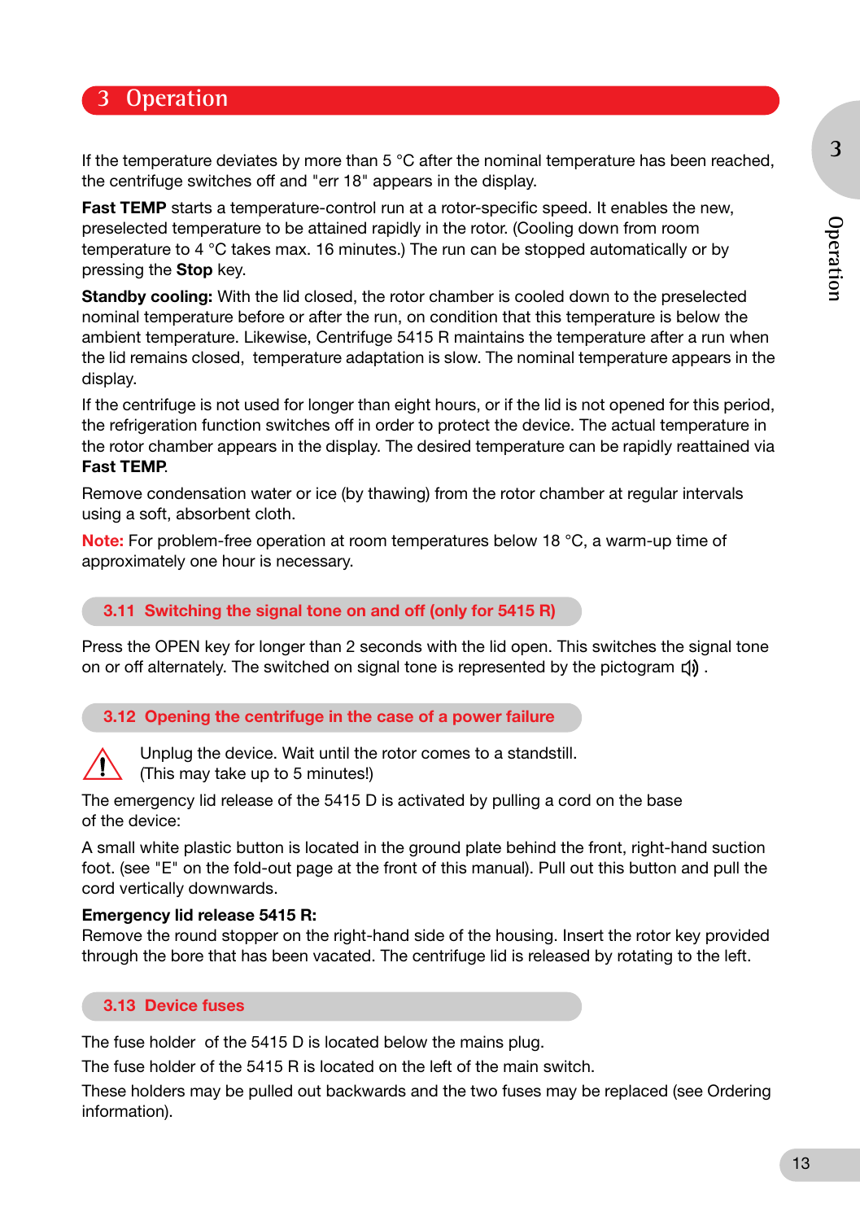# 3 Operation

If the temperature deviates by more than 5 °C after the nominal temperature has been reached, the centrifuge switches off and "err 18" appears in the display.

**Fast TEMP** starts a temperature-control run at a rotor-specific speed. It enables the new, preselected temperature to be attained rapidly in the rotor. (Cooling down from room temperature to 4 °C takes max. 16 minutes.) The run can be stopped automatically or by pressing the **Stop** key.

**Standby cooling:** With the lid closed, the rotor chamber is cooled down to the preselected nominal temperature before or after the run, on condition that this temperature is below the ambient temperature. Likewise, Centrifuge 5415 R maintains the temperature after a run when the lid remains closed, temperature adaptation is slow. The nominal temperature appears in the display.

If the centrifuge is not used for longer than eight hours, or if the lid is not opened for this period, the refrigeration function switches off in order to protect the device. The actual temperature in the rotor chamber appears in the display. The desired temperature can be rapidly reattained via **Fast TEMP**.

Remove condensation water or ice (by thawing) from the rotor chamber at regular intervals using a soft, absorbent cloth.

**Note:** For problem-free operation at room temperatures below 18 °C, a warm-up time of approximately one hour is necessary.

## 3.11 Switching the signal tone on and off (only for 5415 R)

Press the OPEN key for longer than 2 seconds with the lid open. This switches the signal tone on or off alternately. The switched on signal tone is represented by the pictogram 🔊 .

## 3.12 Opening the centrifuge in the case of a power failure

⚠ Unplug the device. Wait until the rotor comes to a standstill. (This may take up to 5 minutes!)

The emergency lid release of the 5415 D is activated by pulling a cord on the base of the device:

A small white plastic button is located in the ground plate behind the front, right-hand suction foot. (see "E" on the fold-out page at the front of this manual). Pull out this button and pull the cord vertically downwards.

**Emergency lid release 5415 R:**
Remove the round stopper on the right-hand side of the housing. Insert the rotor key provided through the bore that has been vacated. The centrifuge lid is released by rotating to the left.

## 3.13 Device fuses

The fuse holder of the 5415 D is located below the mains plug.

The fuse holder of the 5415 R is located on the left of the main switch.

These holders may be pulled out backwards and the two fuses may be replaced (see Ordering information).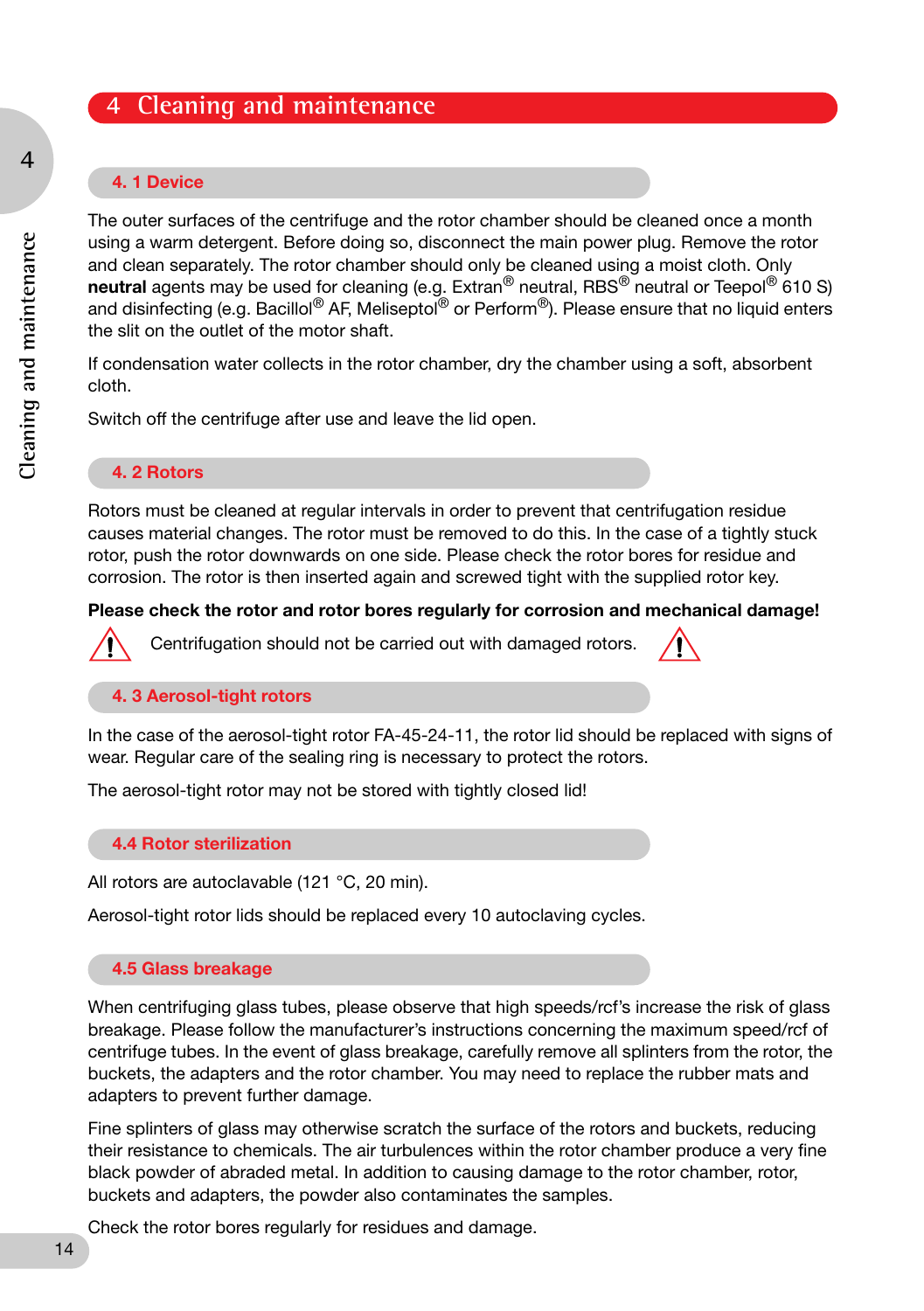# 4 Cleaning and maintenance

## 4. 1 Device

The outer surfaces of the centrifuge and the rotor chamber should be cleaned once a month using a warm detergent. Before doing so, disconnect the main power plug. Remove the rotor and clean separately. The rotor chamber should only be cleaned using a moist cloth. Only **neutral** agents may be used for cleaning (e.g. Extran® neutral, RBS® neutral or Teepol® 610 S) and disinfecting (e.g. Bacillol® AF, Meliseptol® or Perform®). Please ensure that no liquid enters the slit on the outlet of the motor shaft.

If condensation water collects in the rotor chamber, dry the chamber using a soft, absorbent cloth.

Switch off the centrifuge after use and leave the lid open.

## 4. 2 Rotors

Rotors must be cleaned at regular intervals in order to prevent that centrifugation residue causes material changes. The rotor must be removed to do this. In the case of a tightly stuck rotor, push the rotor downwards on one side. Please check the rotor bores for residue and corrosion. The rotor is then inserted again and screwed tight with the supplied rotor key.

**Please check the rotor and rotor bores regularly for corrosion and mechanical damage!**

⚠ Centrifugation should not be carried out with damaged rotors. ⚠

## 4. 3 Aerosol-tight rotors

In the case of the aerosol-tight rotor FA-45-24-11, the rotor lid should be replaced with signs of wear. Regular care of the sealing ring is necessary to protect the rotors.

The aerosol-tight rotor may not be stored with tightly closed lid!

## 4.4 Rotor sterilization

All rotors are autoclavable (121 °C, 20 min).

Aerosol-tight rotor lids should be replaced every 10 autoclaving cycles.

## 4.5 Glass breakage

When centrifuging glass tubes, please observe that high speeds/rcf's increase the risk of glass breakage. Please follow the manufacturer's instructions concerning the maximum speed/rcf of centrifuge tubes. In the event of glass breakage, carefully remove all splinters from the rotor, the buckets, the adapters and the rotor chamber. You may need to replace the rubber mats and adapters to prevent further damage.

Fine splinters of glass may otherwise scratch the surface of the rotors and buckets, reducing their resistance to chemicals. The air turbulences within the rotor chamber produce a very fine black powder of abraded metal. In addition to causing damage to the rotor chamber, rotor, buckets and adapters, the powder also contaminates the samples.

Check the rotor bores regularly for residues and damage.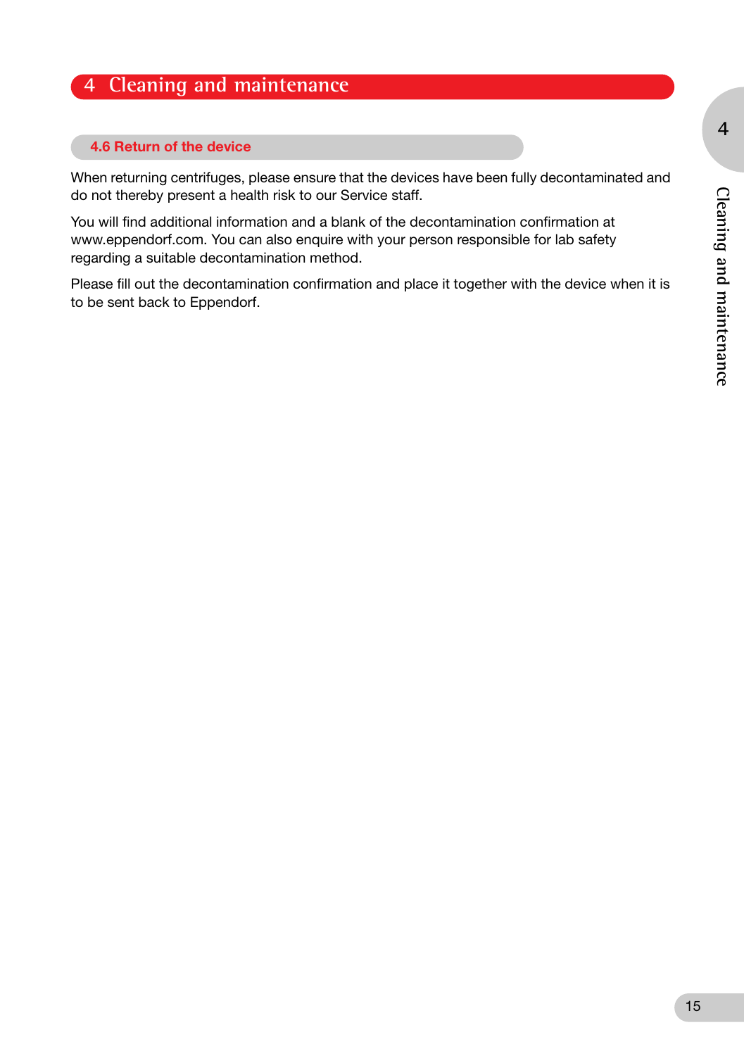# 4 Cleaning and maintenance

## 4.6 Return of the device

When returning centrifuges, please ensure that the devices have been fully decontaminated and do not thereby present a health risk to our Service staff.

You will find additional information and a blank of the decontamination confirmation at www.eppendorf.com. You can also enquire with your person responsible for lab safety regarding a suitable decontamination method.

Please fill out the decontamination confirmation and place it together with the device when it is to be sent back to Eppendorf.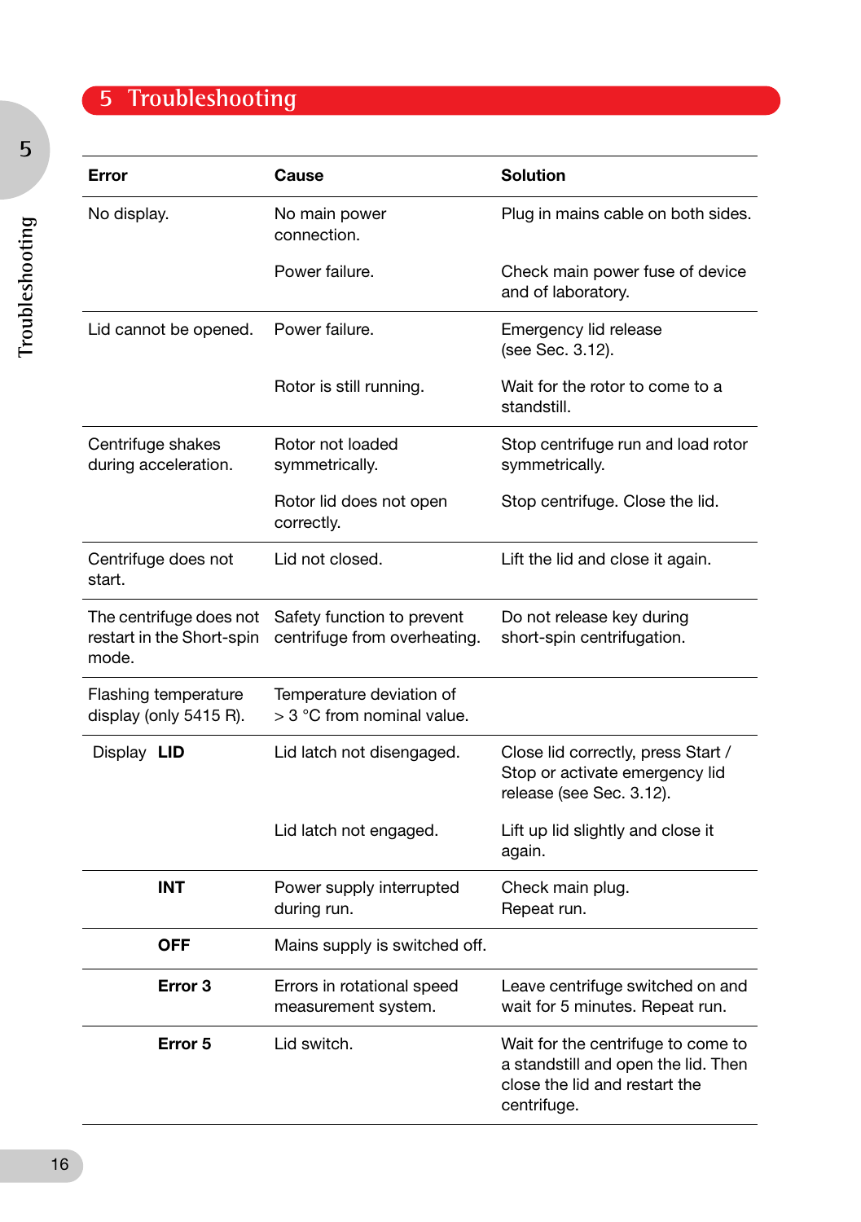# 5 Troubleshooting

| Error | Cause | Solution |
|---|---|---|
| No display. | No main power connection. | Plug in mains cable on both sides. |
| | Power failure. | Check main power fuse of device and of laboratory. |
| Lid cannot be opened. | Power failure. | Emergency lid release (see Sec. 3.12). |
| | Rotor is still running. | Wait for the rotor to come to a standstill. |
| Centrifuge shakes during acceleration. | Rotor not loaded symmetrically. | Stop centrifuge run and load rotor symmetrically. |
| | Rotor lid does not open correctly. | Stop centrifuge. Close the lid. |
| Centrifuge does not start. | Lid not closed. | Lift the lid and close it again. |
| The centrifuge does not restart in the Short-spin mode. | Safety function to prevent centrifuge from overheating. | Do not release key during short-spin centrifugation. |
| Flashing temperature display (only 5415 R). | Temperature deviation of > 3 °C from nominal value. | |
| Display **LID** | Lid latch not disengaged. | Close lid correctly, press Start / Stop or activate emergency lid release (see Sec. 3.12). |
| | Lid latch not engaged. | Lift up lid slightly and close it again. |
| **INT** | Power supply interrupted during run. | Check main plug. Repeat run. |
| **OFF** | Mains supply is switched off. | |
| **Error 3** | Errors in rotational speed measurement system. | Leave centrifuge switched on and wait for 5 minutes. Repeat run. |
| **Error 5** | Lid switch. | Wait for the centrifuge to come to a standstill and open the lid. Then close the lid and restart the centrifuge. |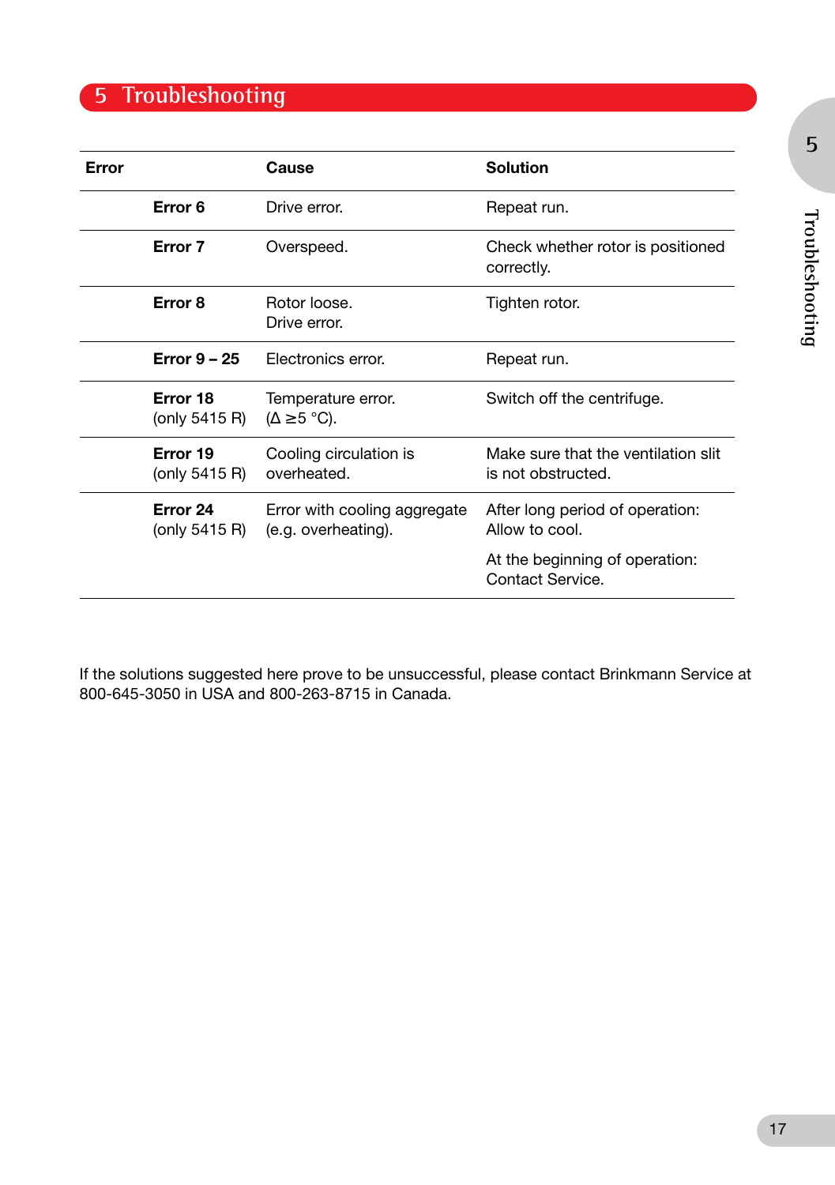# 5 Troubleshooting

| Error | Cause | Solution |
|---|---|---|
| **Error 6** | Drive error. | Repeat run. |
| **Error 7** | Overspeed. | Check whether rotor is positioned correctly. |
| **Error 8** | Rotor loose.<br>Drive error. | Tighten rotor. |
| **Error 9 – 25** | Electronics error. | Repeat run. |
| **Error 18**<br>(only 5415 R) | Temperature error.<br>(Δ ≥5 °C). | Switch off the centrifuge. |
| **Error 19**<br>(only 5415 R) | Cooling circulation is overheated. | Make sure that the ventilation slit is not obstructed. |
| **Error 24**<br>(only 5415 R) | Error with cooling aggregate (e.g. overheating). | After long period of operation: Allow to cool.<br>At the beginning of operation: Contact Service. |

If the solutions suggested here proove to be unsuccessful, please contact Brinkmann Service at 800-645-3050 in USA and 800-263-8715 in Canada.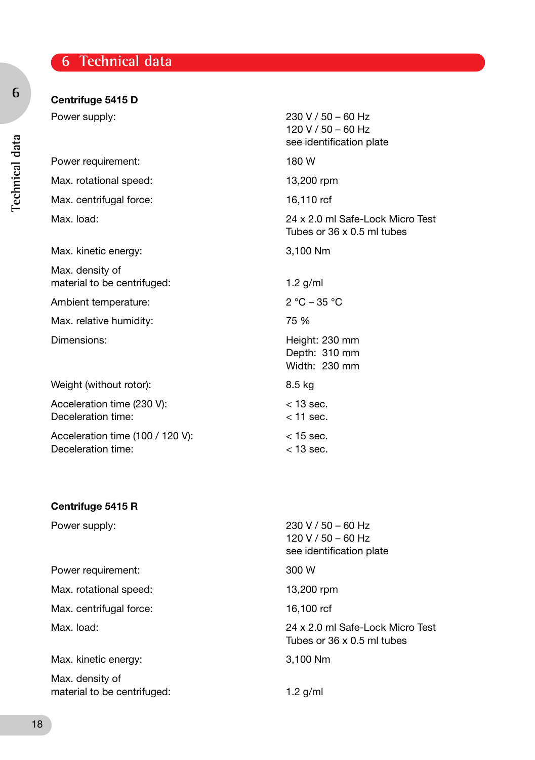# 6 Technical data

### Centrifuge 5415 D

| | |
|---|---|
| Power supply: | 230 V / 50 – 60 Hz<br>120 V / 50 – 60 Hz<br>see identification plate |
| Power requirement: | 180 W |
| Max. rotational speed: | 13,200 rpm |
| Max. centrifugal force: | 16,110 rcf |
| Max. load: | 24 x 2.0 ml Safe-Lock Micro Test Tubes or 36 x 0.5 ml tubes |
| Max. kinetic energy: | 3,100 Nm |
| Max. density of material to be centrifuged: | 1.2 g/ml |
| Ambient temperature: | 2 °C – 35 °C |
| Max. relative humidity: | 75 % |
| Dimensions: | Height: 230 mm<br>Depth: 310 mm<br>Width: 230 mm |
| Weight (without rotor): | 8.5 kg |
| Acceleration time (230 V):<br>Deceleration time: | < 13 sec.<br>< 11 sec. |
| Acceleration time (100 / 120 V):<br>Deceleration time: | < 15 sec.<br>< 13 sec. |

### Centrifuge 5415 R

| | |
|---|---|
| Power supply: | 230 V / 50 – 60 Hz<br>120 V / 50 – 60 Hz<br>see identification plate |
| Power requirement: | 300 W |
| Max. rotational speed: | 13,200 rpm |
| Max. centrifugal force: | 16,100 rcf |
| Max. load: | 24 x 2.0 ml Safe-Lock Micro Test Tubes or 36 x 0.5 ml tubes |
| Max. kinetic energy: | 3,100 Nm |
| Max. density of material to be centrifuged: | 1.2 g/ml |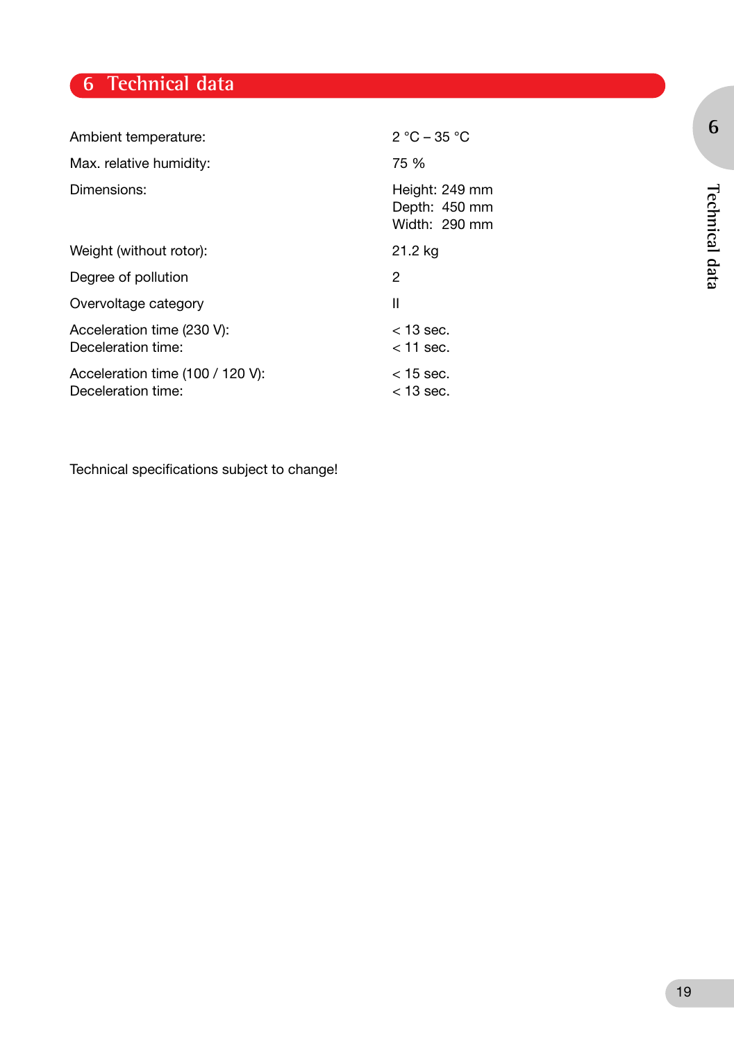# 6 Technical data

| | |
|---|---|
| Ambient temperature: | 2 °C – 35 °C |
| Max. relative humidity: | 75 % |
| Dimensions: | Height: 249 mm<br>Depth: 450 mm<br>Width: 290 mm |
| Weight (without rotor): | 21.2 kg |
| Degree of pollution | 2 |
| Overvoltage category | II |
| Acceleration time (230 V):<br>Deceleration time: | < 13 sec.<br>< 11 sec. |
| Acceleration time (100 / 120 V):<br>Deceleration time: | < 15 sec.<br>< 13 sec. |

Technical specifications subject to change!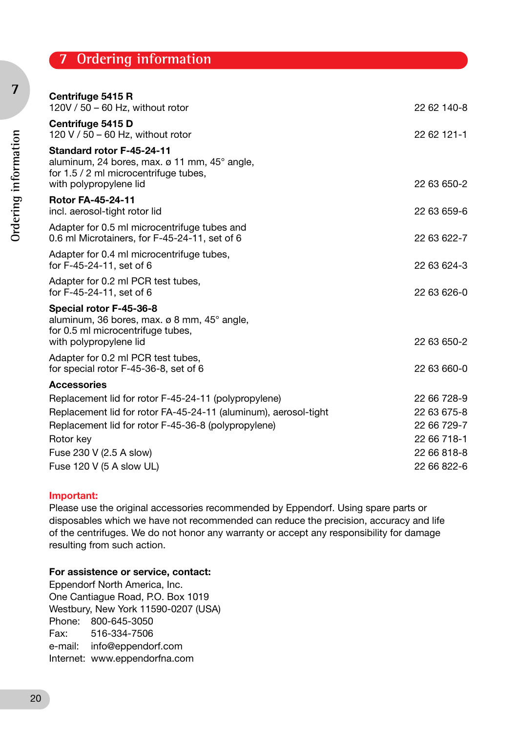# 7 Ordering information

| | |
|---|---|
| **Centrifuge 5415 R**<br>120V / 50 – 60 Hz, without rotor | 22 62 140-8 |
| **Centrifuge 5415 D**<br>120 V / 50 – 60 Hz, without rotor | 22 62 121-1 |
| **Standard rotor F-45-24-11**<br>aluminum, 24 bores, max. ø 11 mm, 45° angle,<br>for 1.5 / 2 ml microcentrifuge tubes,<br>with polypropylene lid | 22 63 650-2 |
| **Rotor FA-45-24-11**<br>incl. aerosol-tight rotor lid | 22 63 659-6 |
| Adapter for 0.5 ml microcentrifuge tubes and<br>0.6 ml Microtainers, for F-45-24-11, set of 6 | 22 63 622-7 |
| Adapter for 0.4 ml microcentrifuge tubes,<br>for F-45-24-11, set of 6 | 22 63 624-3 |
| Adapter for 0.2 ml PCR test tubes,<br>for F-45-24-11, set of 6 | 22 63 626-0 |
| **Special rotor F-45-36-8**<br>aluminum, 36 bores, max. ø 8 mm, 45° angle,<br>for 0.5 ml microcentrifuge tubes,<br>with polypropylene lid | 22 63 650-2 |
| Adapter for 0.2 ml PCR test tubes,<br>for special rotor F-45-36-8, set of 6 | 22 63 660-0 |
| **Accessories** | |
| Replacement lid for rotor F-45-24-11 (polypropylene) | 22 66 728-9 |
| Replacement lid for rotor FA-45-24-11 (aluminum), aerosol-tight | 22 63 675-8 |
| Replacement lid for rotor F-45-36-8 (polypropylene) | 22 66 729-7 |
| Rotor key | 22 66 718-1 |
| Fuse 230 V (2.5 A slow) | 22 66 818-8 |
| Fuse 120 V (5 A slow UL) | 22 66 822-6 |

**Important:**
Please use the original accessories recommended by Eppendorf. Using spare parts or disposables which we have not recommended can reduce the precision, accuracy and life of the centrifuges. We do not honor any warranty or accept any responsibility for damage resulting from such action.

**For assistence or service, contact:**
Eppendorf North America, Inc.
One Cantiague Road, P.O. Box 1019
Westbury, New York 11590-0207 (USA)
Phone: 800-645-3050
Fax: 516-334-7506
e-mail: info@eppendorf.com
Internet: www.eppendorfna.com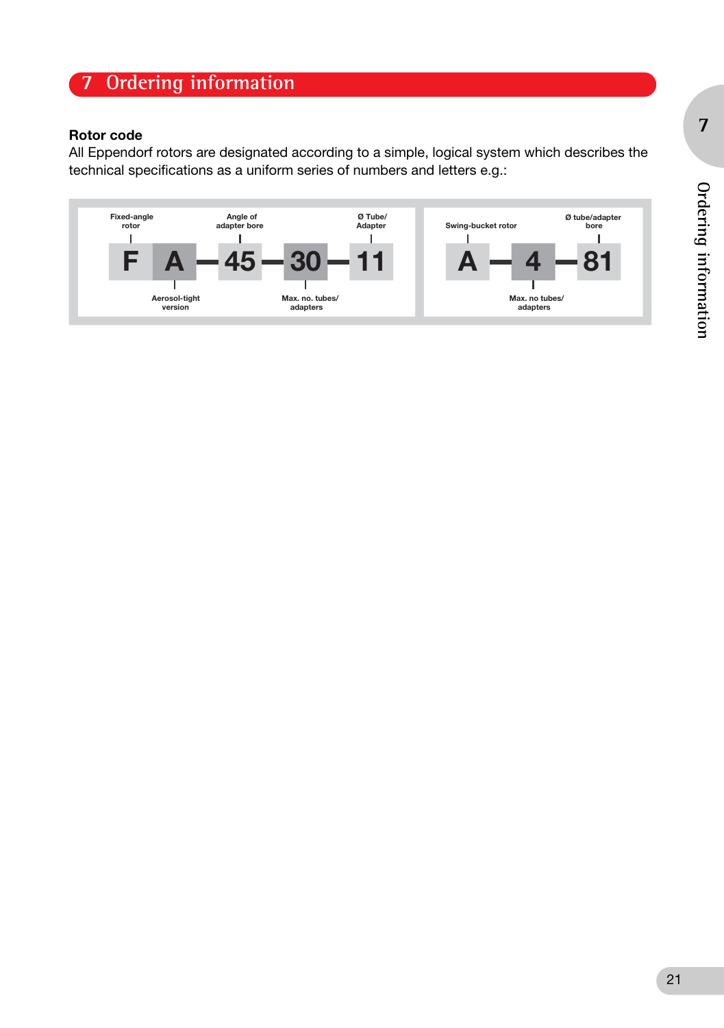# 7 Ordering information

**Rotor code**

All Eppendorf rotors are designated according to a simple, logical system which describes the technical specifications as a uniform series of numbers and letters e.g.:

| F | A | 45 | 30 | 11 |
|---|---|---|---|---|
| Fixed-angle rotor | Aerosol-tight version | Angle of adapter bore | Max. no. tubes/ adapters | Ø Tube/ Adapter |

| A | 4 | 81 |
|---|---|---|
| Swing-bucket rotor | Max. no tubes/ adapters | Ø tube/adapter bore |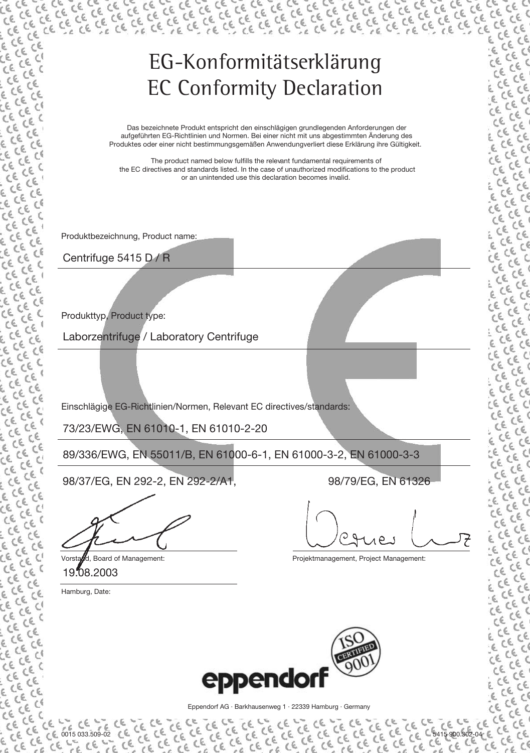# EG-Konformitätserklärung
# EC Conformity Declaration

Das bezeichnete Produkt entspricht den einschlägigen grundlegenden Anforderungen der aufgeführten EG-Richtlinien und Normen. Bei einer nicht mit uns abgestimmten Änderung des Produktes oder einer nicht bestimmungsgemäßen Anwendungverliert diese Erklärung ihre Gültigkeit.

The product named below fulfills the relevant fundamental requirements of the EC directives and standards listed. In the case of unauthorized modifications to the product or an unintended use this declaration becomes invalid.

Produktbezeichnung, Product name:

Centrifuge 5415 D / R

Produkttyp, Product type:

Laborzentrifuge / Laboratory Centrifuge

Einschlägige EG-Richtlinien/Normen, Relevant EC directives/standards:

73/23/EWG, EN 61010-1, EN 61010-2-20

89/336/EWG, EN 55011/B, EN 61000-6-1, EN 61000-3-2, EN 61000-3-3

98/37/EG, EN 292-2, EN 292-2/A1, 98/79/EG, EN 61326

Vorstand, Board of Management:

Projektmanagement, Project Management:

19.08.2003

Hamburg, Date:

eppendorf

ISO CERTIFIED 9001

Eppendorf AG · Barkhausenweg 1 · 22339 Hamburg · Germany

0015 033.509-02

5415 900.302-04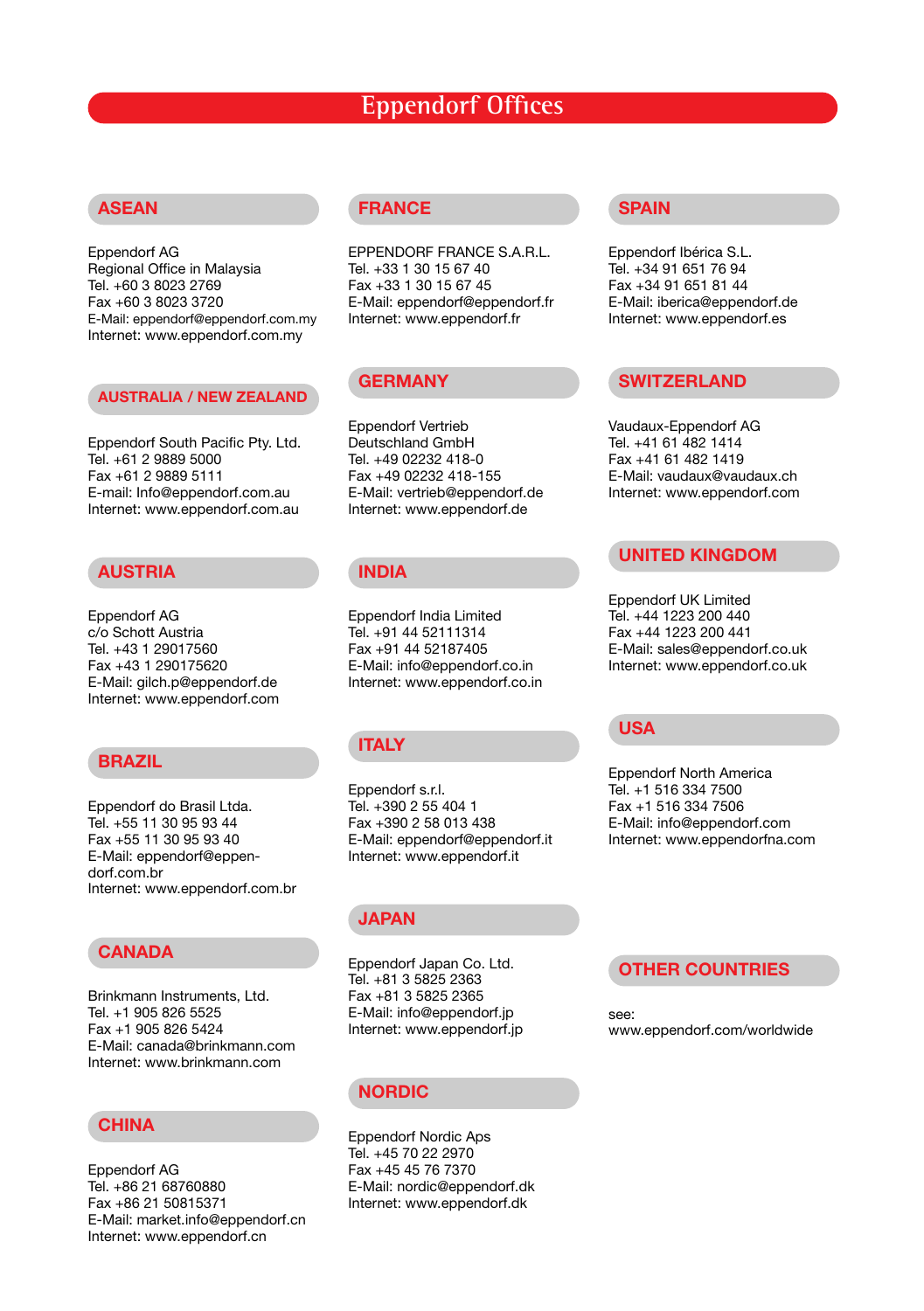# Eppendorf Offices

## ASEAN

Eppendorf AG
Regional Office in Malaysia
Tel. +60 3 8023 2769
Fax +60 3 8023 3720
E-Mail: eppendorf@eppendorf.com.my
Internet: www.eppendorf.com.my

## AUSTRALIA / NEW ZEALAND

Eppendorf South Pacific Pty. Ltd.
Tel. +61 2 9889 5000
Fax +61 2 9889 5111
E-mail: Info@eppendorf.com.au
Internet: www.eppendorf.com.au

## AUSTRIA

Eppendorf AG
c/o Schott Austria
Tel. +43 1 29017560
Fax +43 1 290175620
E-Mail: gilch.p@eppendorf.de
Internet: www.eppendorf.com

## BRAZIL

Eppendorf do Brasil Ltda.
Tel. +55 11 30 95 93 44
Fax +55 11 30 95 93 40
E-Mail: eppendorf@eppendorf.com.br
Internet: www.eppendorf.com.br

## CANADA

Brinkmann Instruments, Ltd.
Tel. +1 905 826 5525
Fax +1 905 826 5424
E-Mail: canada@brinkmann.com
Internet: www.brinkmann.com

## CHINA

Eppendorf AG
Tel. +86 21 68760880
Fax +86 21 50815371
E-Mail: market.info@eppendorf.cn
Internet: www.eppendorf.cn

## FRANCE

EPPENDORF FRANCE S.A.R.L.
Tel. +33 1 30 15 67 40
Fax +33 1 30 15 67 45
E-Mail: eppendorf@eppendorf.fr
Internet: www.eppendorf.fr

## GERMANY

Eppendorf Vertrieb
Deutschland GmbH
Tel. +49 02232 418-0
Fax +49 02232 418-155
E-Mail: vertrieb@eppendorf.de
Internet: www.eppendorf.de

## INDIA

Eppendorf India Limited
Tel. +91 44 52111314
Fax +91 44 52187405
E-Mail: info@eppendorf.co.in
Internet: www.eppendorf.co.in

## ITALY

Eppendorf s.r.l.
Tel. +390 2 55 404 1
Fax +390 2 58 013 438
E-Mail: eppendorf@eppendorf.it
Internet: www.eppendorf.it

## JAPAN

Eppendorf Japan Co. Ltd.
Tel. +81 3 5825 2363
Fax +81 3 5825 2365
E-Mail: info@eppendorf.jp
Internet: www.eppendorf.jp

## NORDIC

Eppendorf Nordic Aps
Tel. +45 70 22 2970
Fax +45 45 76 7370
E-Mail: nordic@eppendorf.dk
Internet: www.eppendorf.dk

## SPAIN

Eppendorf Ibérica S.L.
Tel. +34 91 651 76 94
Fax +34 91 651 81 44
E-Mail: iberica@eppendorf.de
Internet: www.eppendorf.es

## SWITZERLAND

Vaudaux-Eppendorf AG
Tel. +41 61 482 1414
Fax +41 61 482 1419
E-Mail: vaudaux@vaudaux.ch
Internet: www.eppendorf.com

## UNITED KINGDOM

Eppendorf UK Limited
Tel. +44 1223 200 440
Fax +44 1223 200 441
E-Mail: sales@eppendorf.co.uk
Internet: www.eppendorf.co.uk

## USA

Eppendorf North America
Tel. +1 516 334 7500
Fax +1 516 334 7506
E-Mail: info@eppendorf.com
Internet: www.eppendorfna.com

## OTHER COUNTRIES

see:
www.eppendorf.com/worldwide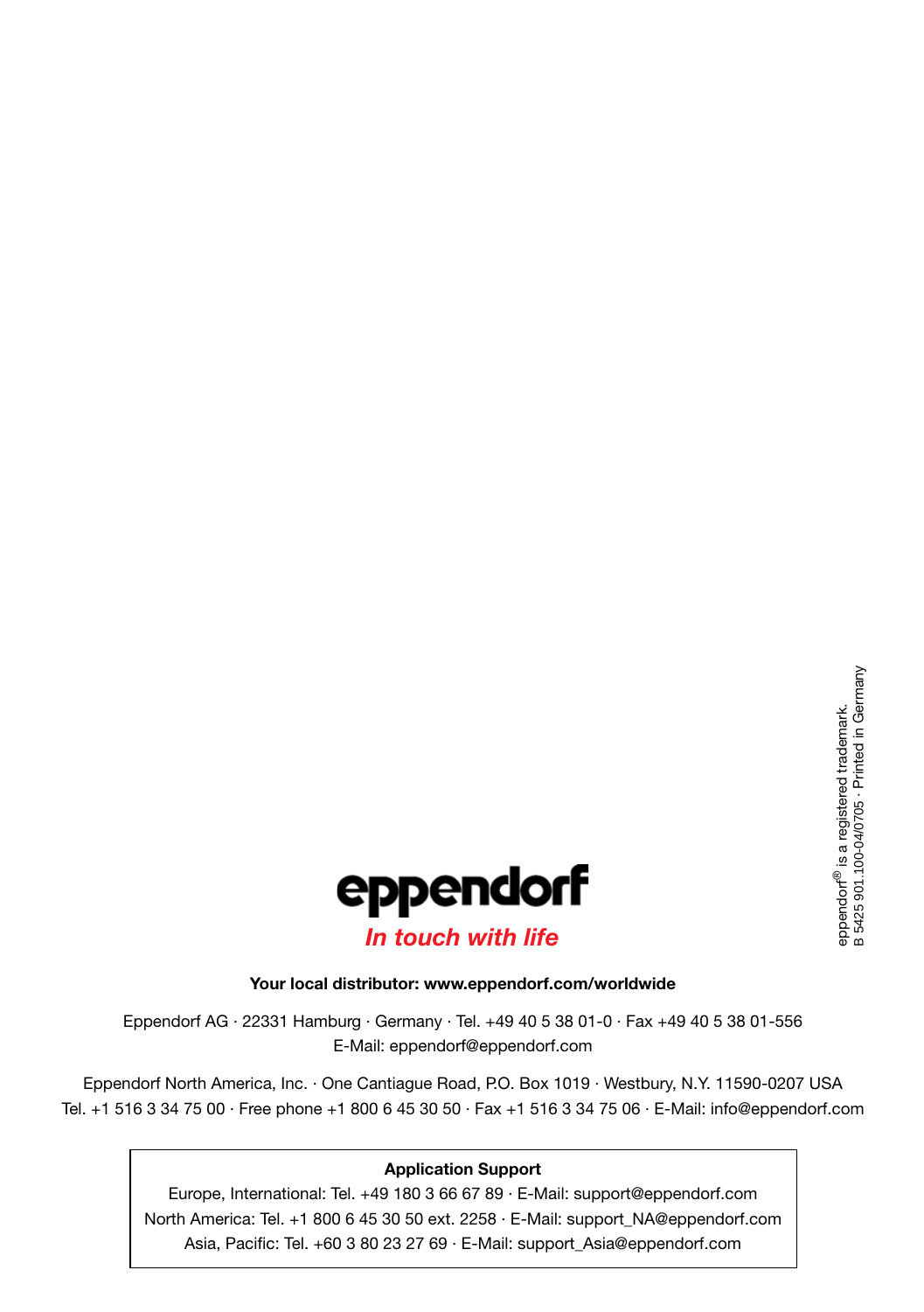eppendorf

*In touch with life*

**Your local distributor: www.eppendorf.com/worldwide**

Eppendorf AG · 22331 Hamburg · Germany · Tel. +49 40 5 38 01-0 · Fax +49 40 5 38 01-556
E-Mail: eppendorf@eppendorf.com

Eppendorf North America, Inc. · One Cantiague Road, P.O. Box 1019 · Westbury, N.Y. 11590-0207 USA
Tel. +1 516 3 34 75 00 · Free phone +1 800 6 45 30 50 · Fax +1 516 3 34 75 06 · E-Mail: info@eppendorf.com

**Application Support**
Europe, International: Tel. +49 180 3 66 67 89 · E-Mail: support@eppendorf.com
North America: Tel. +1 800 6 45 30 50 ext. 2258 · E-Mail: support_NA@eppendorf.com
Asia, Pacific: Tel. +60 3 80 23 27 69 · E-Mail: support_Asia@eppendorf.com

eppendorf® is a registered trademark.
B 5425 901.100-04/0705 · Printed in Germany